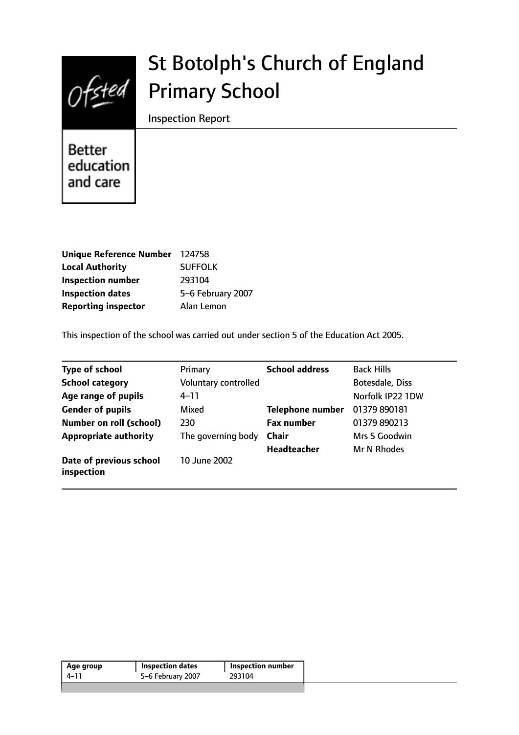# St Botolph's Church of England Primary School

Inspection Report

Better education and care

| | |
|---|---|
| **Unique Reference Number** | 124758 |
| **Local Authority** | SUFFOLK |
| **Inspection number** | 293104 |
| **Inspection dates** | 5–6 February 2007 |
| **Reporting inspector** | Alan Lemon |

This inspection of the school was carried out under section 5 of the Education Act 2005.

| | | | |
|---|---|---|---|
| **Type of school** | Primary | **School address** | Back Hills |
| **School category** | Voluntary controlled | | Botesdale, Diss |
| **Age range of pupils** | 4–11 | | Norfolk IP22 1DW |
| **Gender of pupils** | Mixed | **Telephone number** | 01379 890181 |
| **Number on roll (school)** | 230 | **Fax number** | 01379 890213 |
| **Appropriate authority** | The governing body | **Chair** | Mrs S Goodwin |
| | | **Headteacher** | Mr N Rhodes |
| **Date of previous school inspection** | 10 June 2002 | | |

| Age group | Inspection dates | Inspection number |
|---|---|---|
| 4–11 | 5–6 February 2007 | 293104 |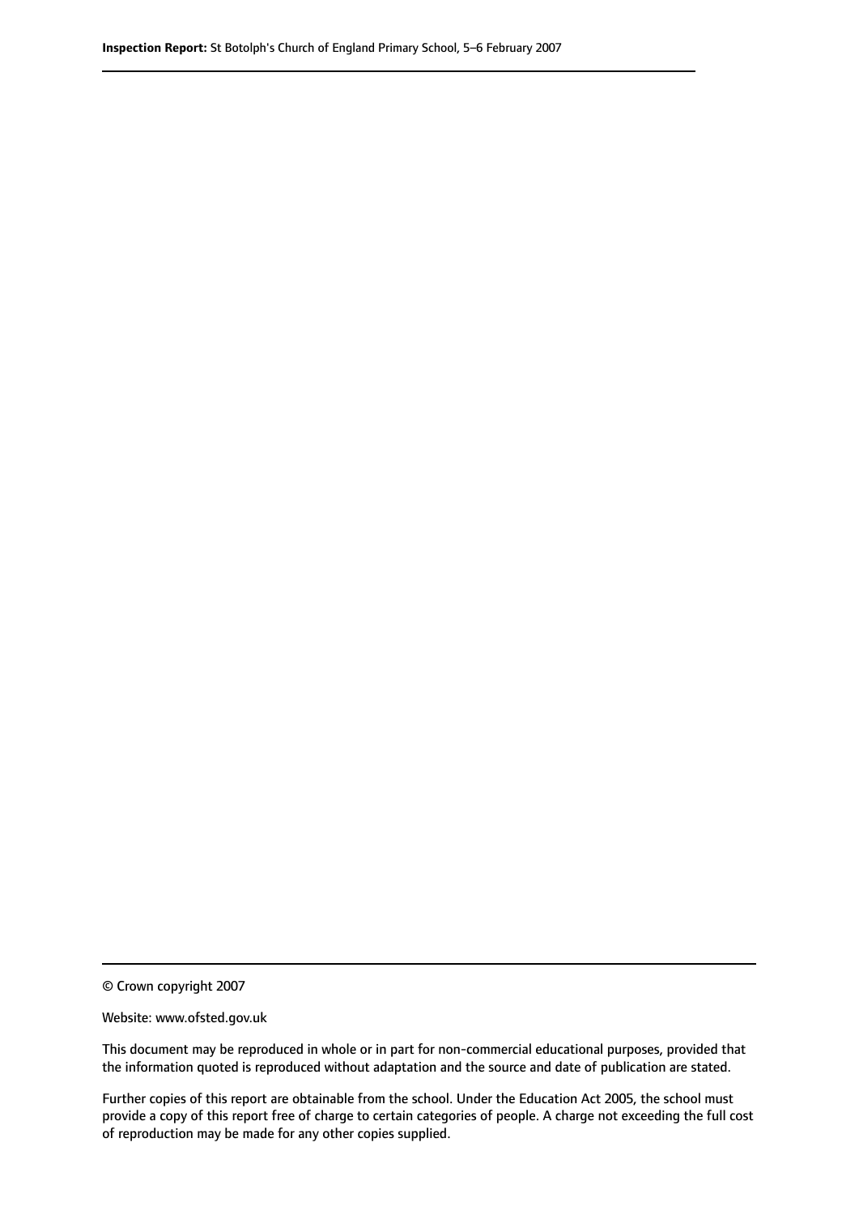© Crown copyright 2007

Website: www.ofsted.gov.uk

This document may be reproduced in whole or in part for non-commercial educational purposes, provided that the information quoted is reproduced without adaptation and the source and date of publication are stated.

Further copies of this report are obtainable from the school. Under the Education Act 2005, the school must provide a copy of this report free of charge to certain categories of people. A charge not exceeding the full cost of reproduction may be made for any other copies supplied.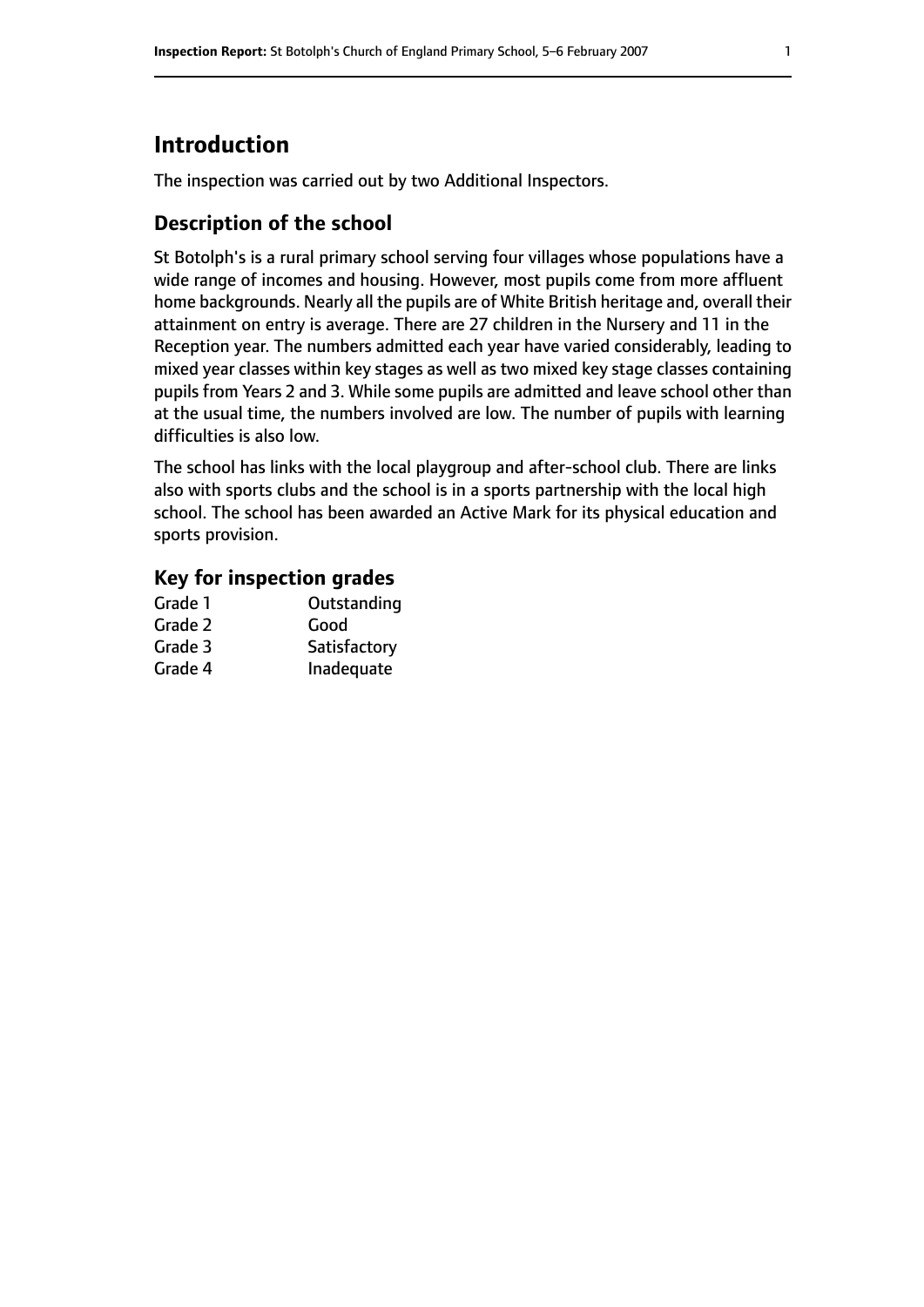# Introduction

The inspection was carried out by two Additional Inspectors.

## Description of the school

St Botolph's is a rural primary school serving four villages whose populations have a wide range of incomes and housing. However, most pupils come from more affluent home backgrounds. Nearly all the pupils are of White British heritage and, overall their attainment on entry is average. There are 27 children in the Nursery and 11 in the Reception year. The numbers admitted each year have varied considerably, leading to mixed year classes within key stages as well as two mixed key stage classes containing pupils from Years 2 and 3. While some pupils are admitted and leave school other than at the usual time, the numbers involved are low. The number of pupils with learning difficulties is also low.

The school has links with the local playgroup and after-school club. There are links also with sports clubs and the school is in a sports partnership with the local high school. The school has been awarded an Active Mark for its physical education and sports provision.

### Key for inspection grades

| | |
|---|---|
| Grade 1 | Outstanding |
| Grade 2 | Good |
| Grade 3 | Satisfactory |
| Grade 4 | Inadequate |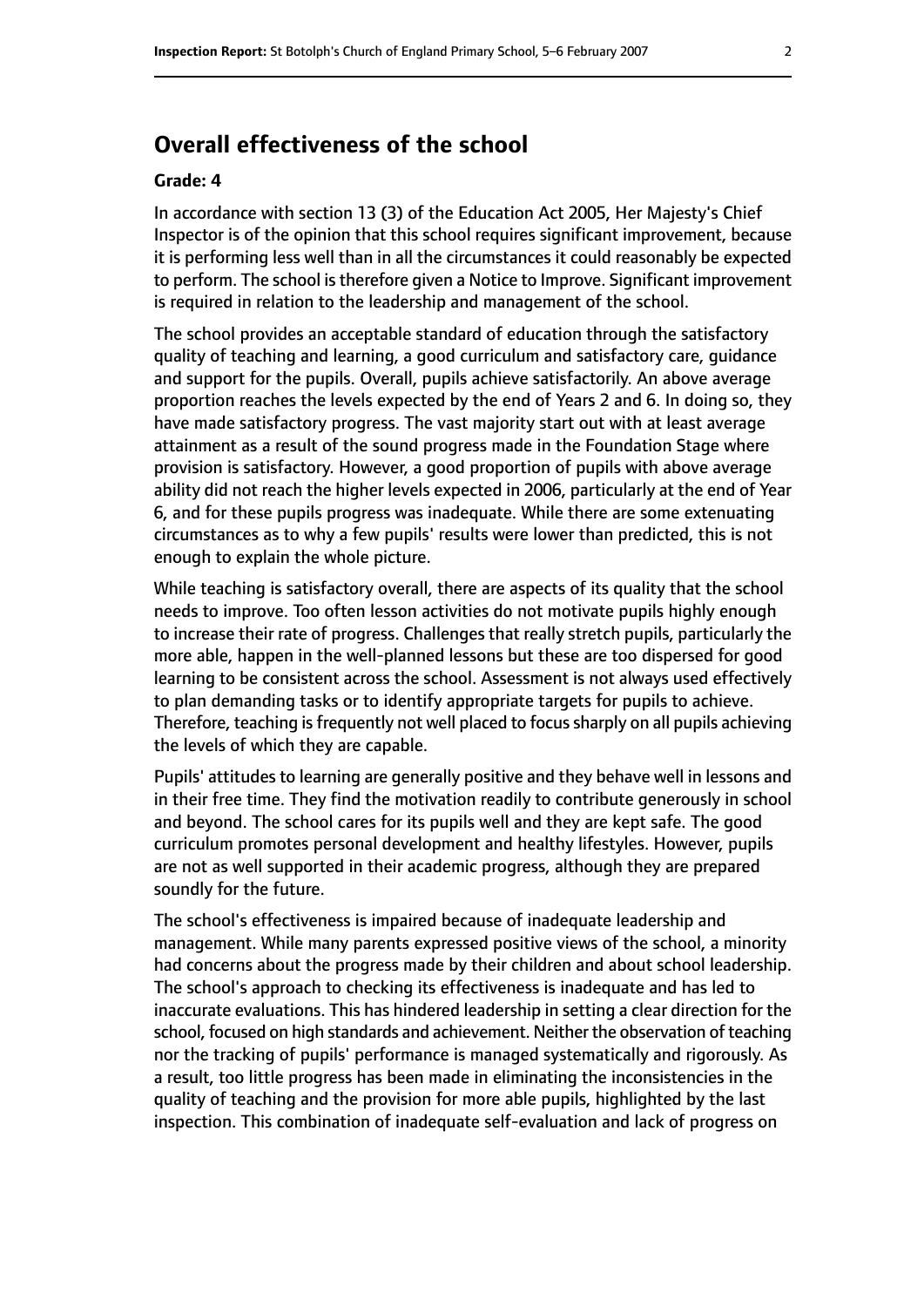## Overall effectiveness of the school

### Grade: 4

In accordance with section 13 (3) of the Education Act 2005, Her Majesty's Chief Inspector is of the opinion that this school requires significant improvement, because it is performing less well than in all the circumstances it could reasonably be expected to perform. The school is therefore given a Notice to Improve. Significant improvement is required in relation to the leadership and management of the school.

The school provides an acceptable standard of education through the satisfactory quality of teaching and learning, a good curriculum and satisfactory care, guidance and support for the pupils. Overall, pupils achieve satisfactorily. An above average proportion reaches the levels expected by the end of Years 2 and 6. In doing so, they have made satisfactory progress. The vast majority start out with at least average attainment as a result of the sound progress made in the Foundation Stage where provision is satisfactory. However, a good proportion of pupils with above average ability did not reach the higher levels expected in 2006, particularly at the end of Year 6, and for these pupils progress was inadequate. While there are some extenuating circumstances as to why a few pupils' results were lower than predicted, this is not enough to explain the whole picture.

While teaching is satisfactory overall, there are aspects of its quality that the school needs to improve. Too often lesson activities do not motivate pupils highly enough to increase their rate of progress. Challenges that really stretch pupils, particularly the more able, happen in the well-planned lessons but these are too dispersed for good learning to be consistent across the school. Assessment is not always used effectively to plan demanding tasks or to identify appropriate targets for pupils to achieve. Therefore, teaching is frequently not well placed to focus sharply on all pupils achieving the levels of which they are capable.

Pupils' attitudes to learning are generally positive and they behave well in lessons and in their free time. They find the motivation readily to contribute generously in school and beyond. The school cares for its pupils well and they are kept safe. The good curriculum promotes personal development and healthy lifestyles. However, pupils are not as well supported in their academic progress, although they are prepared soundly for the future.

The school's effectiveness is impaired because of inadequate leadership and management. While many parents expressed positive views of the school, a minority had concerns about the progress made by their children and about school leadership. The school's approach to checking its effectiveness is inadequate and has led to inaccurate evaluations. This has hindered leadership in setting a clear direction for the school, focused on high standards and achievement. Neither the observation of teaching nor the tracking of pupils' performance is managed systematically and rigorously. As a result, too little progress has been made in eliminating the inconsistencies in the quality of teaching and the provision for more able pupils, highlighted by the last inspection. This combination of inadequate self-evaluation and lack of progress on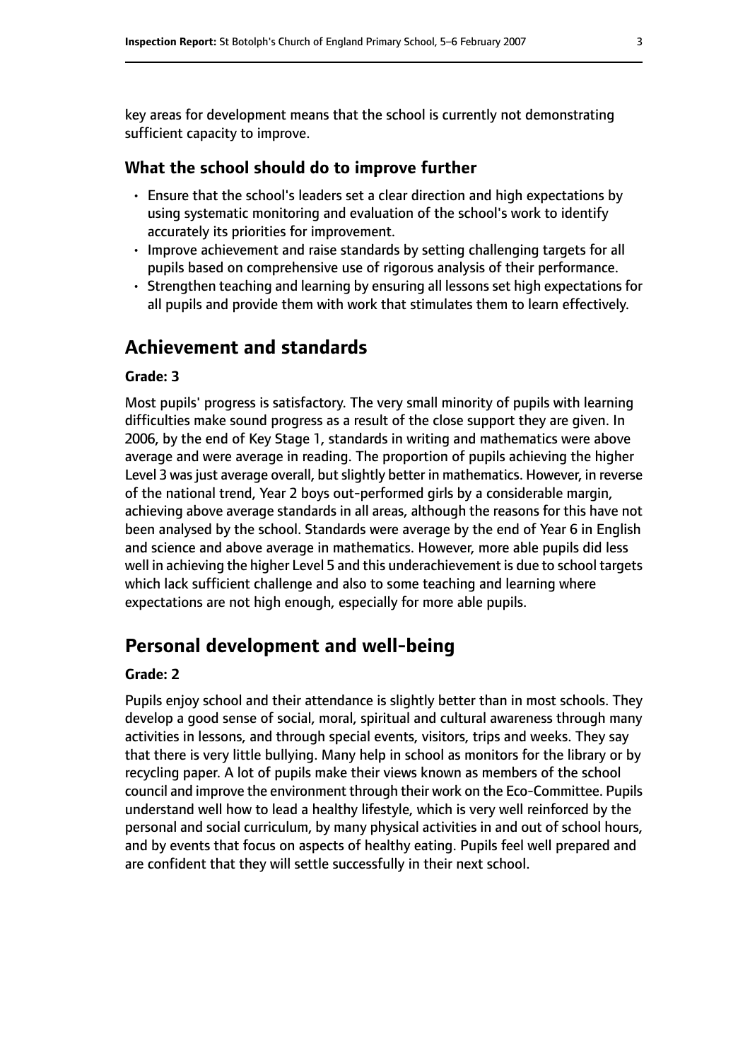key areas for development means that the school is currently not demonstrating sufficient capacity to improve.

### What the school should do to improve further

- Ensure that the school's leaders set a clear direction and high expectations by using systematic monitoring and evaluation of the school's work to identify accurately its priorities for improvement.
- Improve achievement and raise standards by setting challenging targets for all pupils based on comprehensive use of rigorous analysis of their performance.
- Strengthen teaching and learning by ensuring all lessons set high expectations for all pupils and provide them with work that stimulates them to learn effectively.

## Achievement and standards

**Grade: 3**

Most pupils' progress is satisfactory. The very small minority of pupils with learning difficulties make sound progress as a result of the close support they are given. In 2006, by the end of Key Stage 1, standards in writing and mathematics were above average and were average in reading. The proportion of pupils achieving the higher Level 3 was just average overall, but slightly better in mathematics. However, in reverse of the national trend, Year 2 boys out-performed girls by a considerable margin, achieving above average standards in all areas, although the reasons for this have not been analysed by the school. Standards were average by the end of Year 6 in English and science and above average in mathematics. However, more able pupils did less well in achieving the higher Level 5 and this underachievement is due to school targets which lack sufficient challenge and also to some teaching and learning where expectations are not high enough, especially for more able pupils.

## Personal development and well-being

**Grade: 2**

Pupils enjoy school and their attendance is slightly better than in most schools. They develop a good sense of social, moral, spiritual and cultural awareness through many activities in lessons, and through special events, visitors, trips and weeks. They say that there is very little bullying. Many help in school as monitors for the library or by recycling paper. A lot of pupils make their views known as members of the school council and improve the environment through their work on the Eco-Committee. Pupils understand well how to lead a healthy lifestyle, which is very well reinforced by the personal and social curriculum, by many physical activities in and out of school hours, and by events that focus on aspects of healthy eating. Pupils feel well prepared and are confident that they will settle successfully in their next school.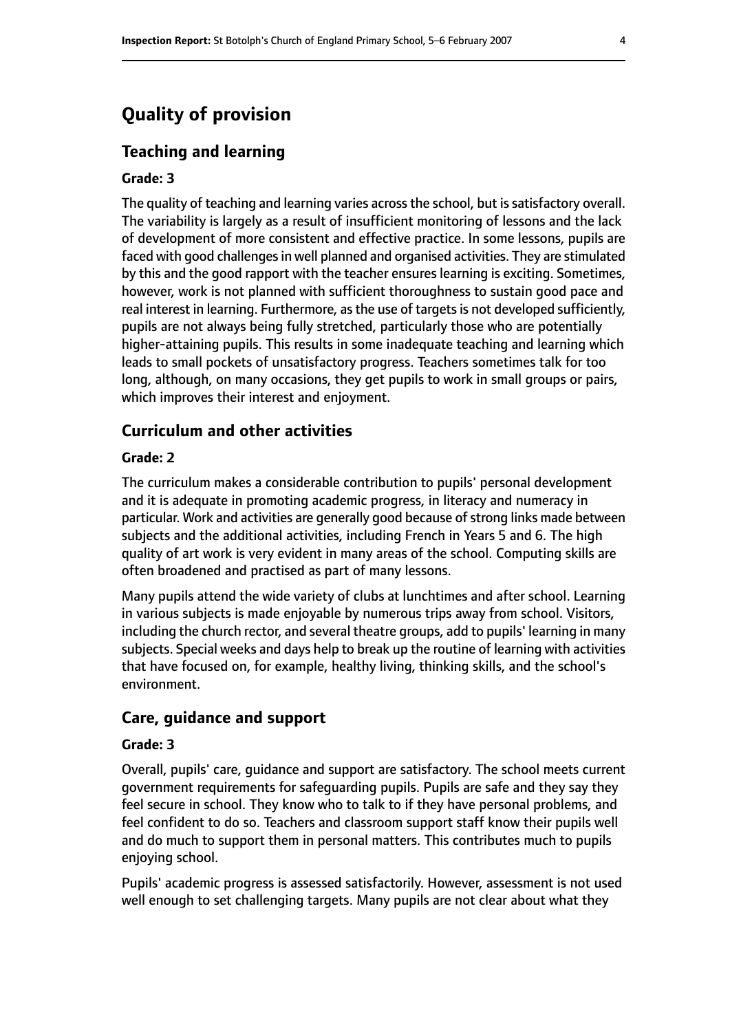# Quality of provision

## Teaching and learning

### Grade: 3

The quality of teaching and learning varies across the school, but is satisfactory overall. The variability is largely as a result of insufficient monitoring of lessons and the lack of development of more consistent and effective practice. In some lessons, pupils are faced with good challenges in well planned and organised activities. They are stimulated by this and the good rapport with the teacher ensures learning is exciting. Sometimes, however, work is not planned with sufficient thoroughness to sustain good pace and real interest in learning. Furthermore, as the use of targets is not developed sufficiently, pupils are not always being fully stretched, particularly those who are potentially higher-attaining pupils. This results in some inadequate teaching and learning which leads to small pockets of unsatisfactory progress. Teachers sometimes talk for too long, although, on many occasions, they get pupils to work in small groups or pairs, which improves their interest and enjoyment.

## Curriculum and other activities

### Grade: 2

The curriculum makes a considerable contribution to pupils' personal development and it is adequate in promoting academic progress, in literacy and numeracy in particular. Work and activities are generally good because of strong links made between subjects and the additional activities, including French in Years 5 and 6. The high quality of art work is very evident in many areas of the school. Computing skills are often broadened and practised as part of many lessons.

Many pupils attend the wide variety of clubs at lunchtimes and after school. Learning in various subjects is made enjoyable by numerous trips away from school. Visitors, including the church rector, and several theatre groups, add to pupils' learning in many subjects. Special weeks and days help to break up the routine of learning with activities that have focused on, for example, healthy living, thinking skills, and the school's environment.

## Care, guidance and support

### Grade: 3

Overall, pupils' care, guidance and support are satisfactory. The school meets current government requirements for safeguarding pupils. Pupils are safe and they say they feel secure in school. They know who to talk to if they have personal problems, and feel confident to do so. Teachers and classroom support staff know their pupils well and do much to support them in personal matters. This contributes much to pupils enjoying school.

Pupils' academic progress is assessed satisfactorily. However, assessment is not used well enough to set challenging targets. Many pupils are not clear about what they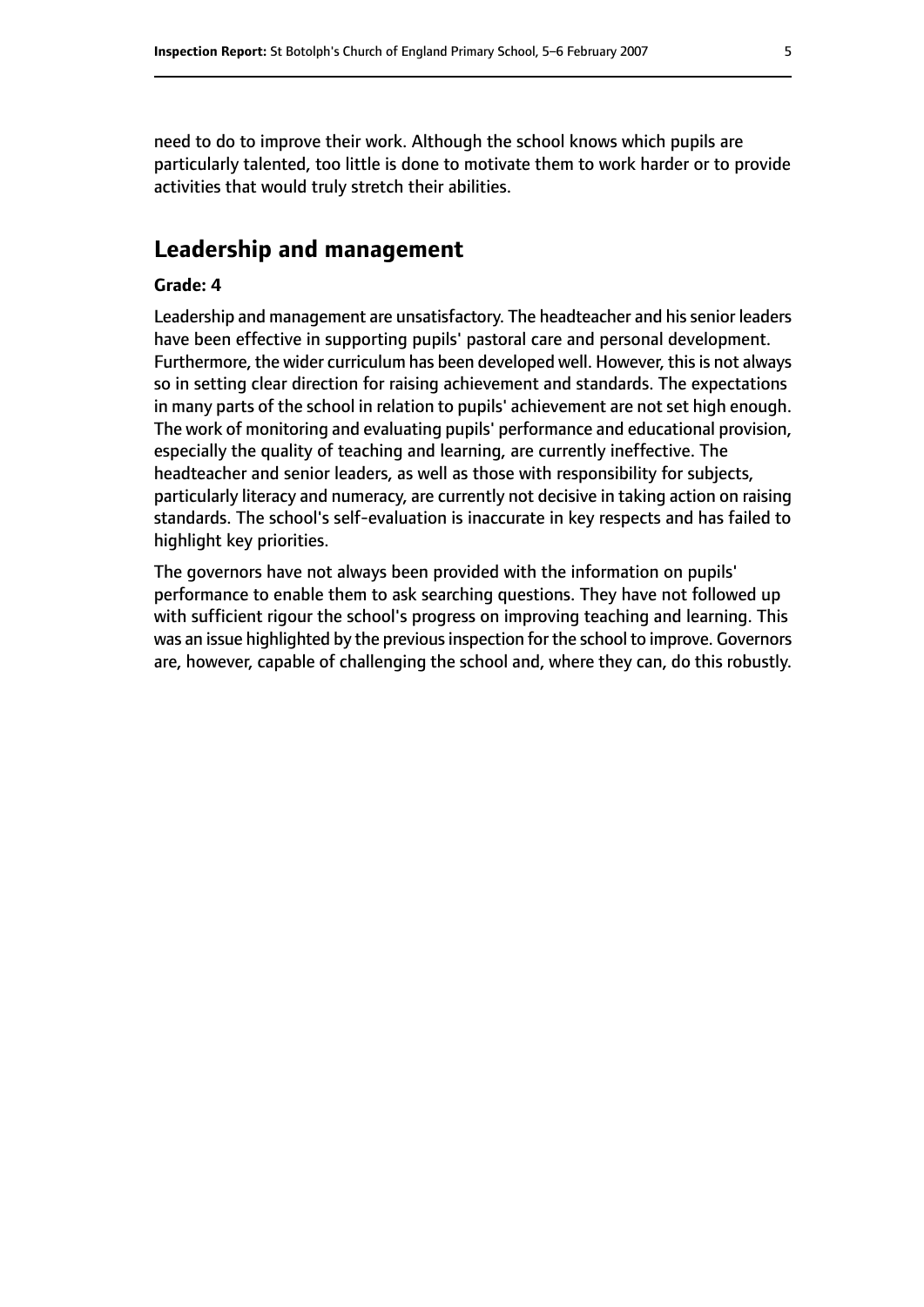need to do to improve their work. Although the school knows which pupils are particularly talented, too little is done to motivate them to work harder or to provide activities that would truly stretch their abilities.

## Leadership and management

**Grade: 4**

Leadership and management are unsatisfactory. The headteacher and his senior leaders have been effective in supporting pupils' pastoral care and personal development. Furthermore, the wider curriculum has been developed well. However, this is not always so in setting clear direction for raising achievement and standards. The expectations in many parts of the school in relation to pupils' achievement are not set high enough. The work of monitoring and evaluating pupils' performance and educational provision, especially the quality of teaching and learning, are currently ineffective. The headteacher and senior leaders, as well as those with responsibility for subjects, particularly literacy and numeracy, are currently not decisive in taking action on raising standards. The school's self-evaluation is inaccurate in key respects and has failed to highlight key priorities.

The governors have not always been provided with the information on pupils' performance to enable them to ask searching questions. They have not followed up with sufficient rigour the school's progress on improving teaching and learning. This was an issue highlighted by the previous inspection for the school to improve. Governors are, however, capable of challenging the school and, where they can, do this robustly.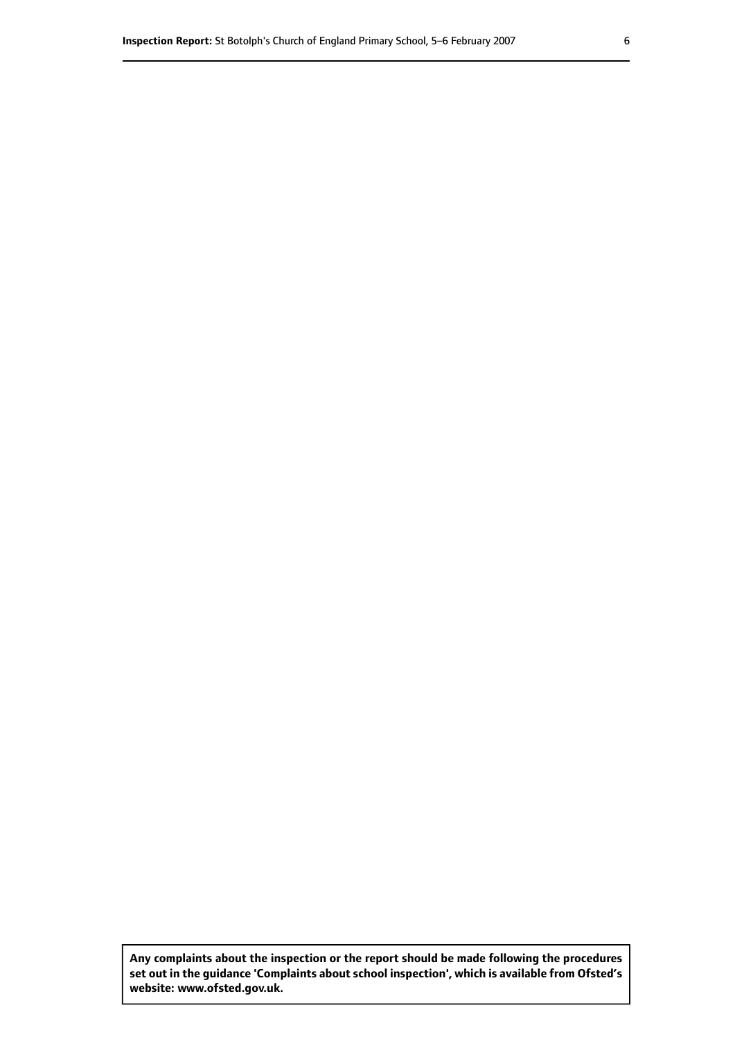**Any complaints about the inspection or the report should be made following the procedures set out in the guidance 'Complaints about school inspection', which is available from Ofsted's website: www.ofsted.gov.uk.**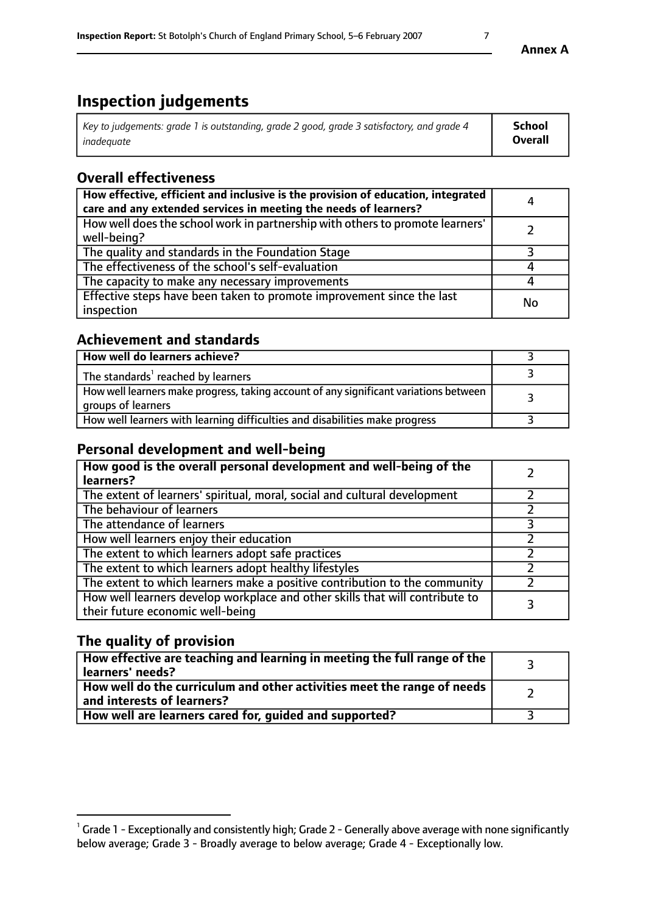**Annex A**

# Inspection judgements

| *Key to judgements: grade 1 is outstanding, grade 2 good, grade 3 satisfactory, and grade 4 inadequate* | **School Overall** |
|---|---|

## Overall effectiveness

| | |
|---|---|
| **How effective, efficient and inclusive is the provision of education, integrated care and any extended services in meeting the needs of learners?** | 4 |
| How well does the school work in partnership with others to promote learners' well-being? | 2 |
| The quality and standards in the Foundation Stage | 3 |
| The effectiveness of the school's self-evaluation | 4 |
| The capacity to make any necessary improvements | 4 |
| Effective steps have been taken to promote improvement since the last inspection | No |

## Achievement and standards

| | |
|---|---|
| **How well do learners achieve?** | 3 |
| The standards[1] reached by learners | 3 |
| How well learners make progress, taking account of any significant variations between groups of learners | 3 |
| How well learners with learning difficulties and disabilities make progress | 3 |

## Personal development and well-being

| | |
|---|---|
| **How good is the overall personal development and well-being of the learners?** | 2 |
| The extent of learners' spiritual, moral, social and cultural development | 2 |
| The behaviour of learners | 2 |
| The attendance of learners | 3 |
| How well learners enjoy their education | 2 |
| The extent to which learners adopt safe practices | 2 |
| The extent to which learners adopt healthy lifestyles | 2 |
| The extent to which learners make a positive contribution to the community | 2 |
| How well learners develop workplace and other skills that will contribute to their future economic well-being | 3 |

## The quality of provision

| | |
|---|---|
| **How effective are teaching and learning in meeting the full range of the learners' needs?** | 3 |
| **How well do the curriculum and other activities meet the range of needs and interests of learners?** | 2 |
| **How well are learners cared for, guided and supported?** | 3 |

[1] Grade 1 - Exceptionally and consistently high; Grade 2 - Generally above average with none significantly below average; Grade 3 - Broadly average to below average; Grade 4 - Exceptionally low.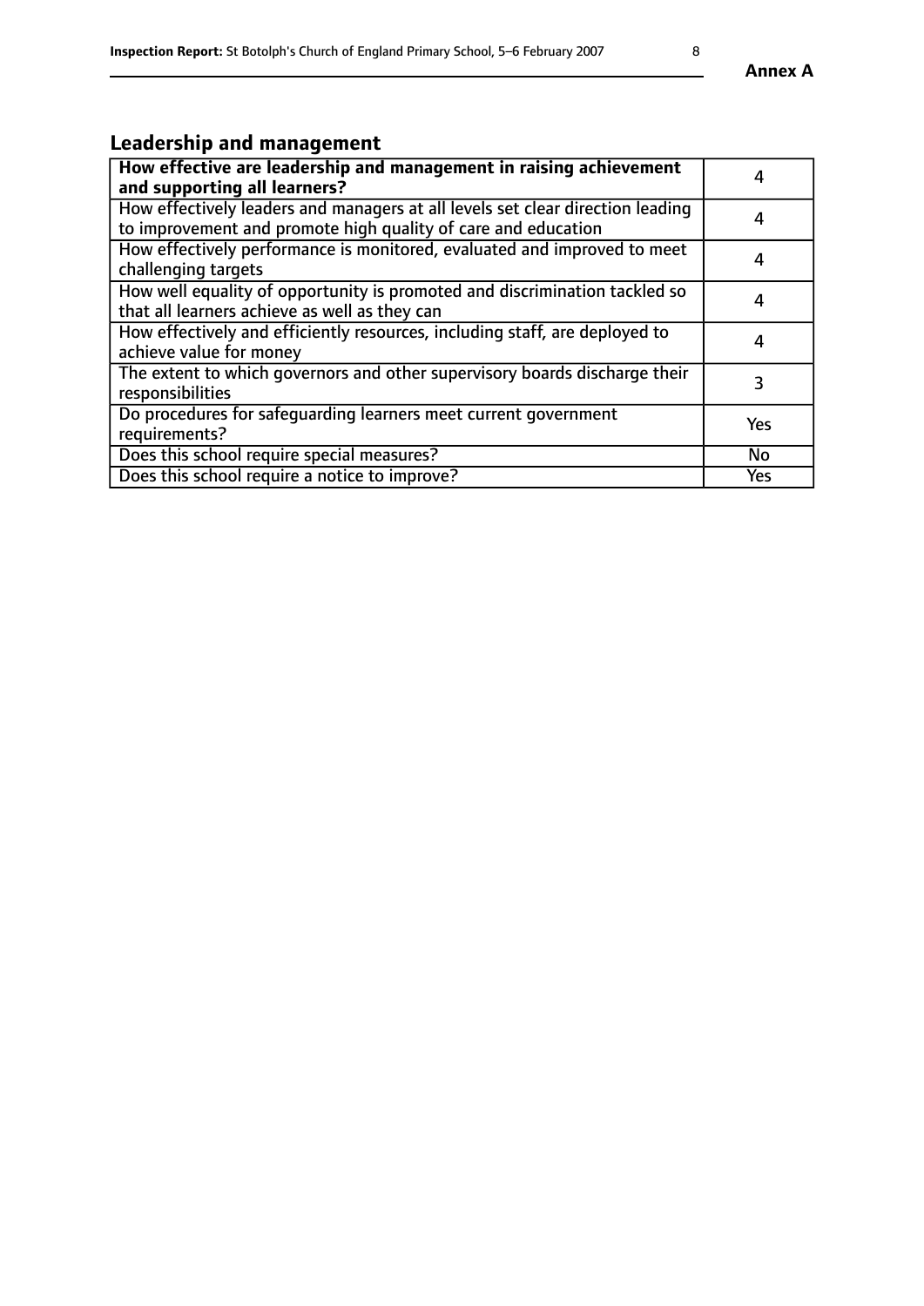## Leadership and management

| How effective are leadership and management in raising achievement and supporting all learners? | 4 |
|---|---|
| How effectively leaders and managers at all levels set clear direction leading to improvement and promote high quality of care and education | 4 |
| How effectively performance is monitored, evaluated and improved to meet challenging targets | 4 |
| How well equality of opportunity is promoted and discrimination tackled so that all learners achieve as well as they can | 4 |
| How effectively and efficiently resources, including staff, are deployed to achieve value for money | 4 |
| The extent to which governors and other supervisory boards discharge their responsibilities | 3 |
| Do procedures for safeguarding learners meet current government requirements? | Yes |
| Does this school require special measures? | No |
| Does this school require a notice to improve? | Yes |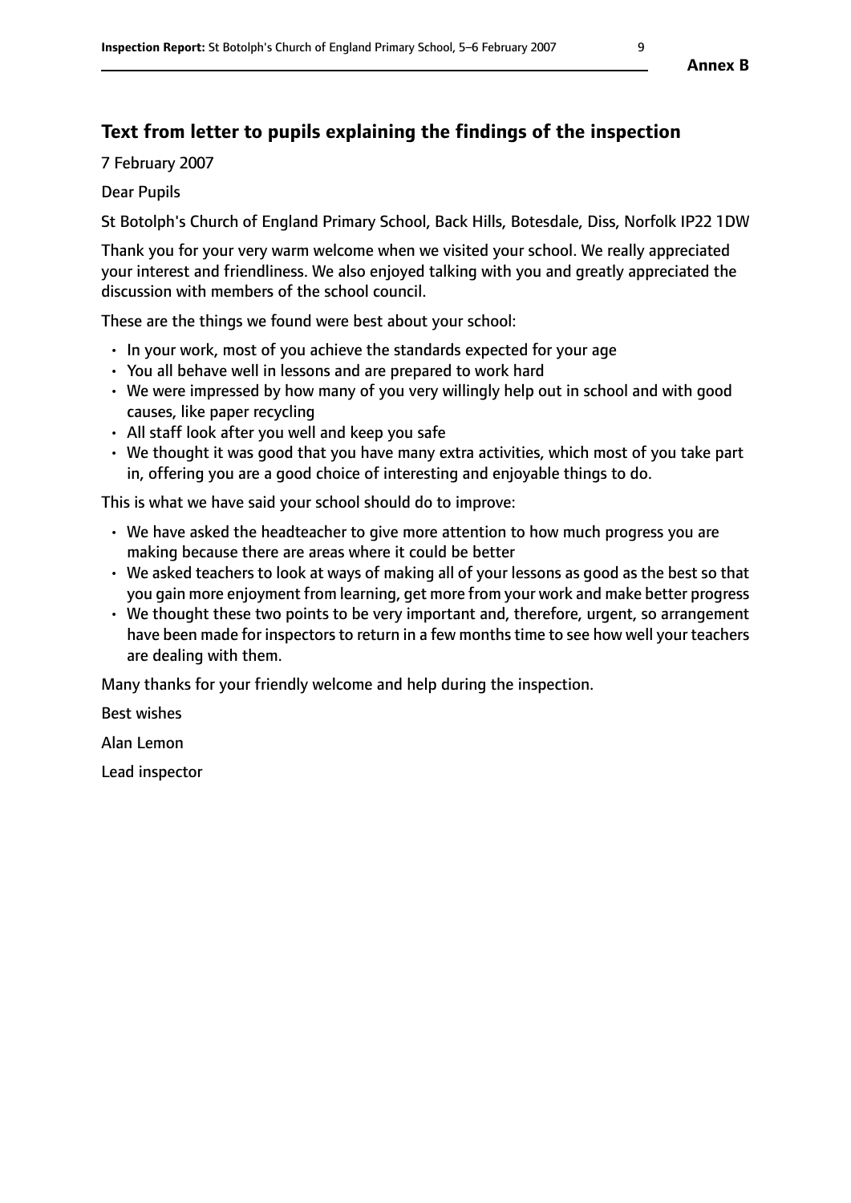## Text from letter to pupils explaining the findings of the inspection

7 February 2007

Dear Pupils

St Botolph's Church of England Primary School, Back Hills, Botesdale, Diss, Norfolk IP22 1DW

Thank you for your very warm welcome when we visited your school. We really appreciated your interest and friendliness. We also enjoyed talking with you and greatly appreciated the discussion with members of the school council.

These are the things we found were best about your school:

- In your work, most of you achieve the standards expected for your age
- You all behave well in lessons and are prepared to work hard
- We were impressed by how many of you very willingly help out in school and with good causes, like paper recycling
- All staff look after you well and keep you safe
- We thought it was good that you have many extra activities, which most of you take part in, offering you are a good choice of interesting and enjoyable things to do.

This is what we have said your school should do to improve:

- We have asked the headteacher to give more attention to how much progress you are making because there are areas where it could be better
- We asked teachers to look at ways of making all of your lessons as good as the best so that you gain more enjoyment from learning, get more from your work and make better progress
- We thought these two points to be very important and, therefore, urgent, so arrangement have been made for inspectors to return in a few months time to see how well your teachers are dealing with them.

Many thanks for your friendly welcome and help during the inspection.

Best wishes

Alan Lemon

Lead inspector